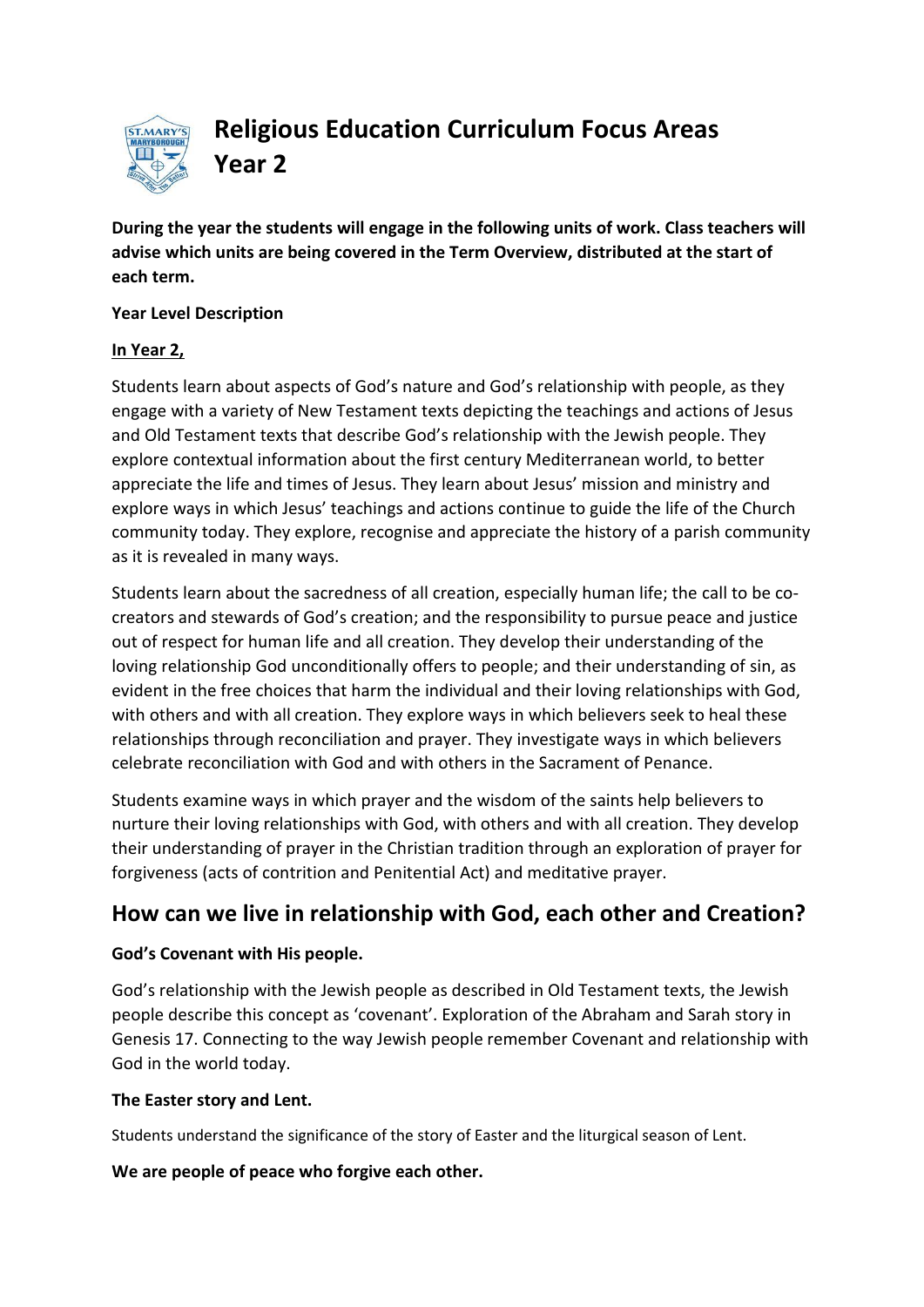# Religious Education Curriculum Focus Areas Year 2

**During the year the students will engage in the following units of work. Class teachers will advise which units are being covered in the Term Overview, distributed at the start of each term.**

**Year Level Description**

**In Year 2,**

Students learn about aspects of God's nature and God's relationship with people, as they engage with a variety of New Testament texts depicting the teachings and actions of Jesus and Old Testament texts that describe God's relationship with the Jewish people. They explore contextual information about the first century Mediterranean world, to better appreciate the life and times of Jesus. They learn about Jesus' mission and ministry and explore ways in which Jesus' teachings and actions continue to guide the life of the Church community today. They explore, recognise and appreciate the history of a parish community as it is revealed in many ways.

Students learn about the sacredness of all creation, especially human life; the call to be co-creators and stewards of God's creation; and the responsibility to pursue peace and justice out of respect for human life and all creation. They develop their understanding of the loving relationship God unconditionally offers to people; and their understanding of sin, as evident in the free choices that harm the individual and their loving relationships with God, with others and with all creation. They explore ways in which believers seek to heal these relationships through reconciliation and prayer. They investigate ways in which believers celebrate reconciliation with God and with others in the Sacrament of Penance.

Students examine ways in which prayer and the wisdom of the saints help believers to nurture their loving relationships with God, with others and with all creation. They develop their understanding of prayer in the Christian tradition through an exploration of prayer for forgiveness (acts of contrition and Penitential Act) and meditative prayer.

## How can we live in relationship with God, each other and Creation?

**God's Covenant with His people.**

God's relationship with the Jewish people as described in Old Testament texts, the Jewish people describe this concept as 'covenant'. Exploration of the Abraham and Sarah story in Genesis 17. Connecting to the way Jewish people remember Covenant and relationship with God in the world today.

**The Easter story and Lent.**

Students understand the significance of the story of Easter and the liturgical season of Lent.

**We are people of peace who forgive each other.**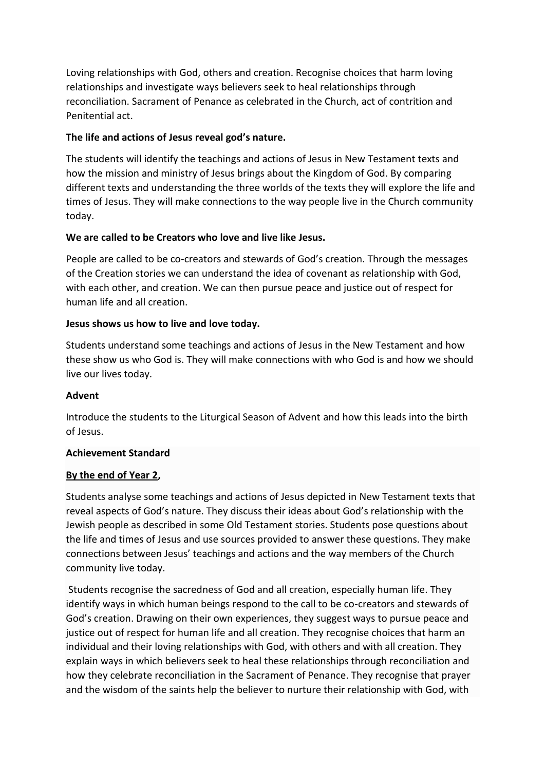Loving relationships with God, others and creation. Recognise choices that harm loving relationships and investigate ways believers seek to heal relationships through reconciliation. Sacrament of Penance as celebrated in the Church, act of contrition and Penitential act.

**The life and actions of Jesus reveal god's nature.**

The students will identify the teachings and actions of Jesus in New Testament texts and how the mission and ministry of Jesus brings about the Kingdom of God. By comparing different texts and understanding the three worlds of the texts they will explore the life and times of Jesus. They will make connections to the way people live in the Church community today.

**We are called to be Creators who love and live like Jesus.**

People are called to be co-creators and stewards of God's creation. Through the messages of the Creation stories we can understand the idea of covenant as relationship with God, with each other, and creation. We can then pursue peace and justice out of respect for human life and all creation.

**Jesus shows us how to live and love today.**

Students understand some teachings and actions of Jesus in the New Testament and how these show us who God is. They will make connections with who God is and how we should live our lives today.

**Advent**

Introduce the students to the Liturgical Season of Advent and how this leads into the birth of Jesus.

**Achievement Standard**

**By the end of Year 2,**

Students analyse some teachings and actions of Jesus depicted in New Testament texts that reveal aspects of God's nature. They discuss their ideas about God's relationship with the Jewish people as described in some Old Testament stories. Students pose questions about the life and times of Jesus and use sources provided to answer these questions. They make connections between Jesus' teachings and actions and the way members of the Church community live today.

Students recognise the sacredness of God and all creation, especially human life. They identify ways in which human beings respond to the call to be co-creators and stewards of God's creation. Drawing on their own experiences, they suggest ways to pursue peace and justice out of respect for human life and all creation. They recognise choices that harm an individual and their loving relationships with God, with others and with all creation. They explain ways in which believers seek to heal these relationships through reconciliation and how they celebrate reconciliation in the Sacrament of Penance. They recognise that prayer and the wisdom of the saints help the believer to nurture their relationship with God, with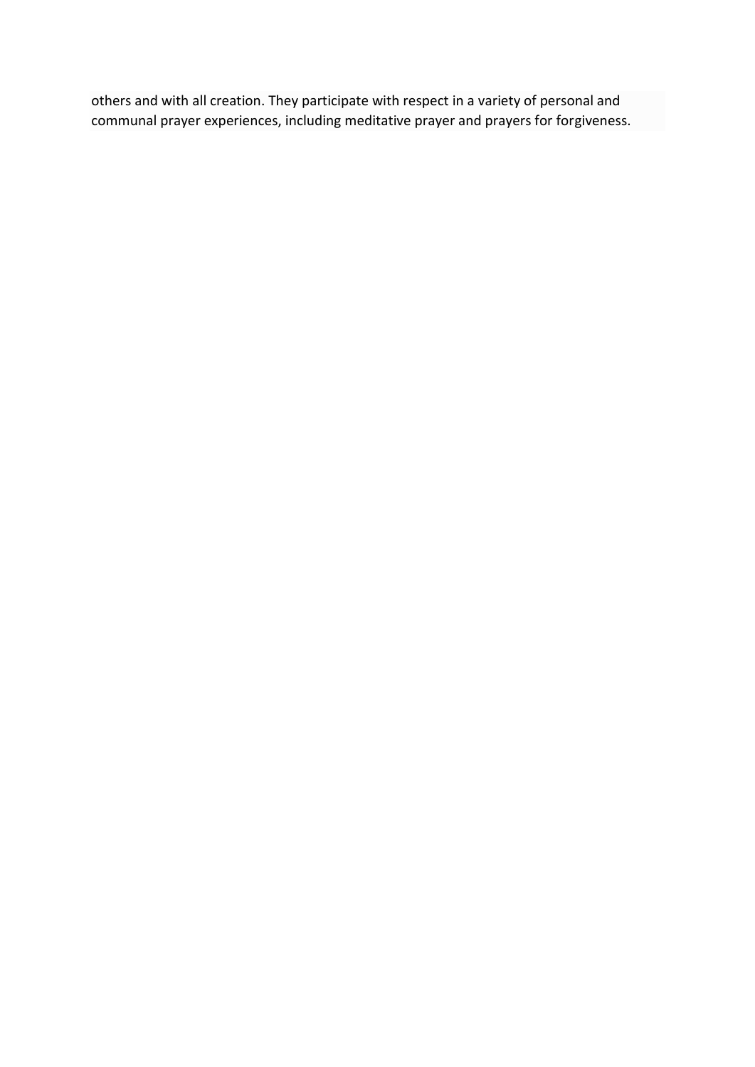others and with all creation. They participate with respect in a variety of personal and communal prayer experiences, including meditative prayer and prayers for forgiveness.